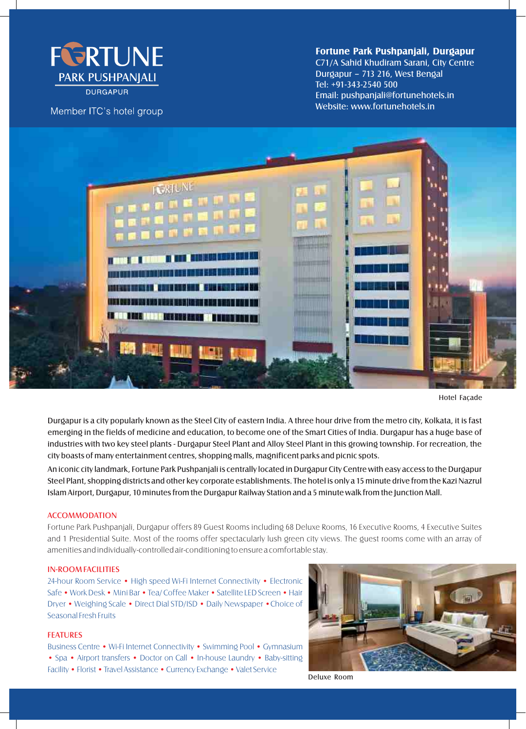# FORTUNE PARK PUSHPANJALI

DURGAPUR

Member ITC's hotel group

**Fortune Park Pushpanjali, Durgapur**
C71/A Sahid Khudiram Sarani, City Centre
Durgapur – 713 216, West Bengal
Tel: +91-343-2540 500
Email: pushpanjali@fortunehotels.in
Website: www.fortunehotels.in

Hotel Façade

Durgapur is a city popularly known as the Steel City of eastern India. A three hour drive from the metro city, Kolkata, it is fast emerging in the fields of medicine and education, to become one of the Smart Cities of India. Durgapur has a huge base of industries with two key steel plants - Durgapur Steel Plant and Alloy Steel Plant in this growing township. For recreation, the city boasts of many entertainment centres, shopping malls, magnificent parks and picnic spots.

An iconic city landmark, Fortune Park Pushpanjali is centrally located in Durgapur City Centre with easy access to the Durgapur Steel Plant, shopping districts and other key corporate establishments. The hotel is only a 15 minute drive from the Kazi Nazrul Islam Airport, Durgapur, 10 minutes from the Durgapur Railway Station and a 5 minute walk from the Junction Mall.

## ACCOMMODATION

Fortune Park Pushpanjali, Durgapur offers 89 Guest Rooms including 68 Deluxe Rooms, 16 Executive Rooms, 4 Executive Suites and 1 Presidential Suite. Most of the rooms offer spectacularly lush green city views. The guest rooms come with an array of amenities and individually-controlled air-conditioning to ensure a comfortable stay.

## IN-ROOM FACILITIES

24-hour Room Service • High speed Wi-Fi Internet Connectivity • Electronic Safe • Work Desk • Mini Bar • Tea/ Coffee Maker • Satellite LED Screen • Hair Dryer • Weighing Scale • Direct Dial STD/ISD • Daily Newspaper • Choice of Seasonal Fresh Fruits

## FEATURES

Business Centre • Wi-Fi Internet Connectivity • Swimming Pool • Gymnasium • Spa • Airport transfers • Doctor on Call • In-house Laundry • Baby-sitting Facility • Florist • Travel Assistance • Currency Exchange • Valet Service

Deluxe Room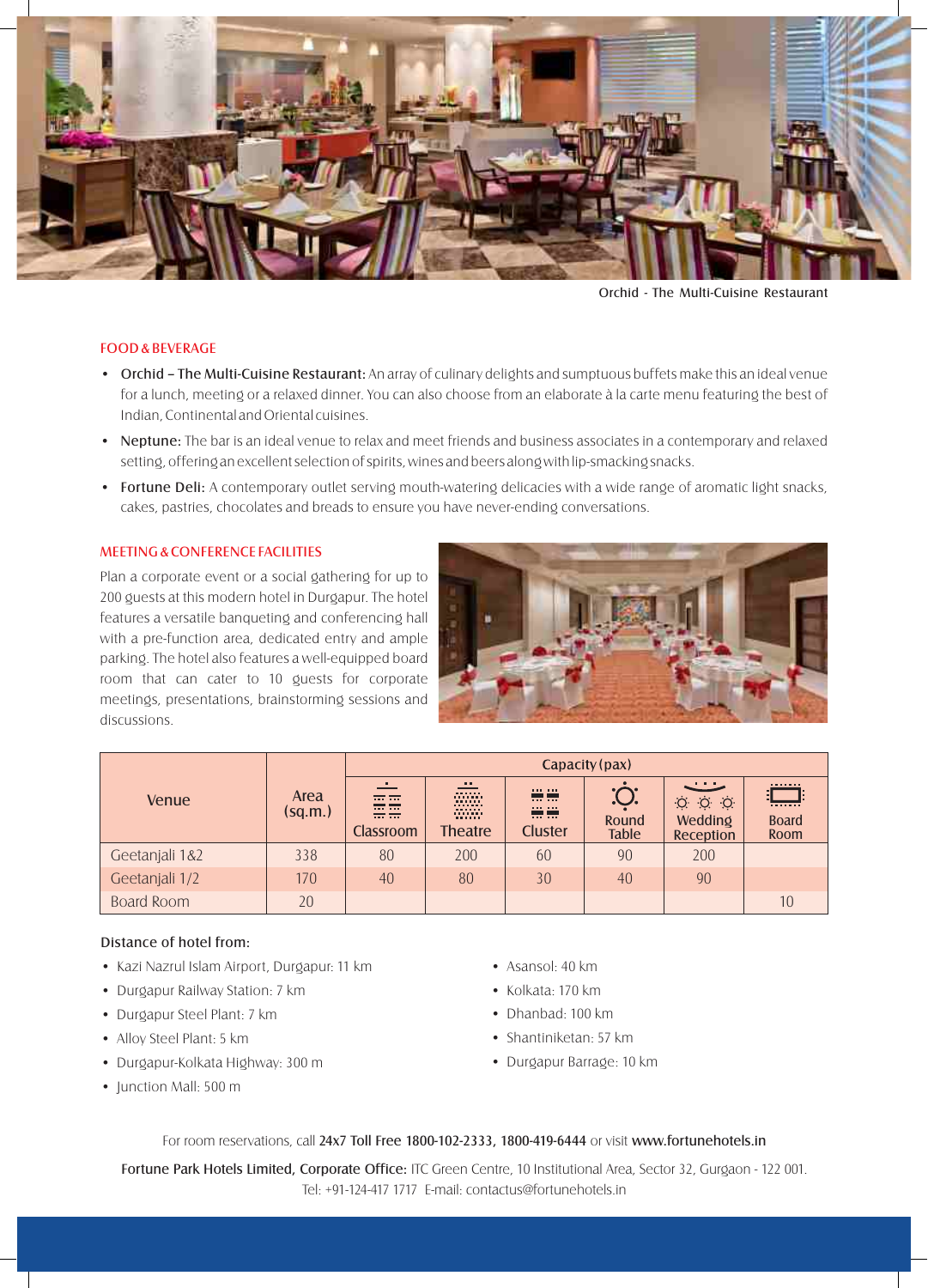Orchid - The Multi-Cuisine Restaurant

## FOOD & BEVERAGE

- **Orchid – The Multi-Cuisine Restaurant:** An array of culinary delights and sumptuous buffets make this an ideal venue for a lunch, meeting or a relaxed dinner. You can also choose from an elaborate à la carte menu featuring the best of Indian, Continental and Oriental cuisines.
- **Neptune:** The bar is an ideal venue to relax and meet friends and business associates in a contemporary and relaxed setting, offering an excellent selection of spirits, wines and beers along with lip-smacking snacks.
- **Fortune Deli:** A contemporary outlet serving mouth-watering delicacies with a wide range of aromatic light snacks, cakes, pastries, chocolates and breads to ensure you have never-ending conversations.

## MEETING & CONFERENCE FACILITIES

Plan a corporate event or a social gathering for up to 200 guests at this modern hotel in Durgapur. The hotel features a versatile banqueting and conferencing hall with a pre-function area, dedicated entry and ample parking. The hotel also features a well-equipped board room that can cater to 10 guests for corporate meetings, presentations, brainstorming sessions and discussions.

| Venue | Area (sq.m.) | Capacity (pax) | | | | | |
|---|---|---|---|---|---|---|---|
| | | Classroom | Theatre | Cluster | Round Table | Wedding Reception | Board Room |
| Geetanjali 1&2 | 338 | 80 | 200 | 60 | 90 | 200 | |
| Geetanjali 1/2 | 170 | 40 | 80 | 30 | 40 | 90 | |
| Board Room | 20 | | | | | | 10 |

**Distance of hotel from:**

- Kazi Nazrul Islam Airport, Durgapur: 11 km
- Durgapur Railway Station: 7 km
- Durgapur Steel Plant: 7 km
- Alloy Steel Plant: 5 km
- Durgapur-Kolkata Highway: 300 m
- Junction Mall: 500 m
- Asansol: 40 km
- Kolkata: 170 km
- Dhanbad: 100 km
- Shantiniketan: 57 km
- Durgapur Barrage: 10 km

For room reservations, call **24x7 Toll Free 1800-102-2333, 1800-419-6444** or visit **www.fortunehotels.in**

**Fortune Park Hotels Limited, Corporate Office:** ITC Green Centre, 10 Institutional Area, Sector 32, Gurgaon - 122 001.
Tel: +91-124-417 1717 E-mail: contactus@fortunehotels.in